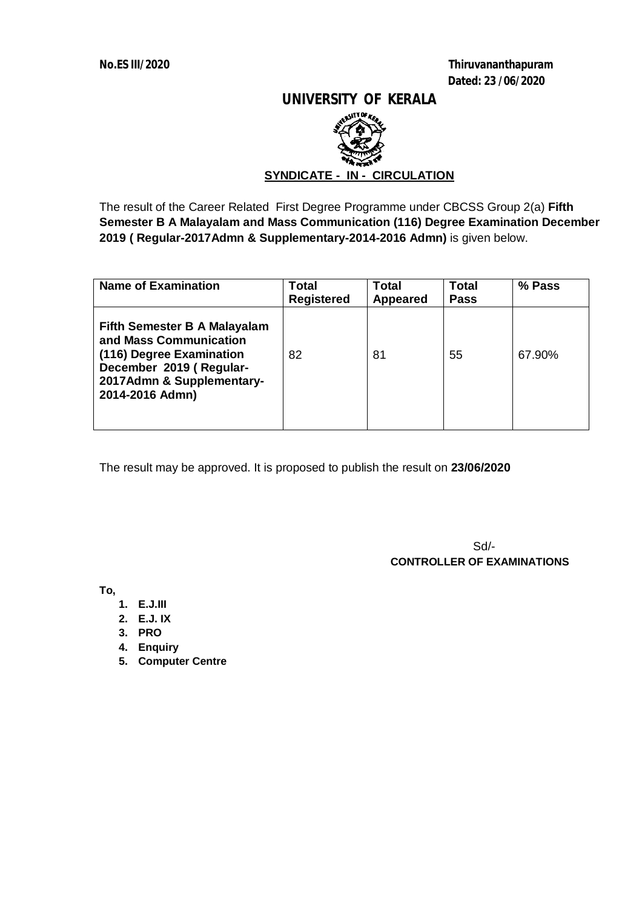**No.ES III/2020**

**Thiruvananthapuram**
**Dated: 23 /06/2020**

# UNIVERSITY OF KERALA

**SYNDICATE - IN - CIRCULATION**

The result of the Career Related First Degree Programme under CBCSS Group 2(a) **Fifth Semester B A Malayalam and Mass Communication (116) Degree Examination December 2019 ( Regular-2017Admn & Supplementary-2014-2016 Admn)** is given below.

| Name of Examination | Total Registered | Total Appeared | Total Pass | % Pass |
|---|---|---|---|---|
| **Fifth Semester B A Malayalam and Mass Communication (116) Degree Examination December 2019 ( Regular-2017Admn & Supplementary-2014-2016 Admn)** | 82 | 81 | 55 | 67.90% |

The result may be approved. It is proposed to publish the result on **23/06/2020**

Sd/-
**CONTROLLER OF EXAMINATIONS**

**To,**

1. **E.J.III**
2. **E.J. IX**
3. **PRO**
4. **Enquiry**
5. **Computer Centre**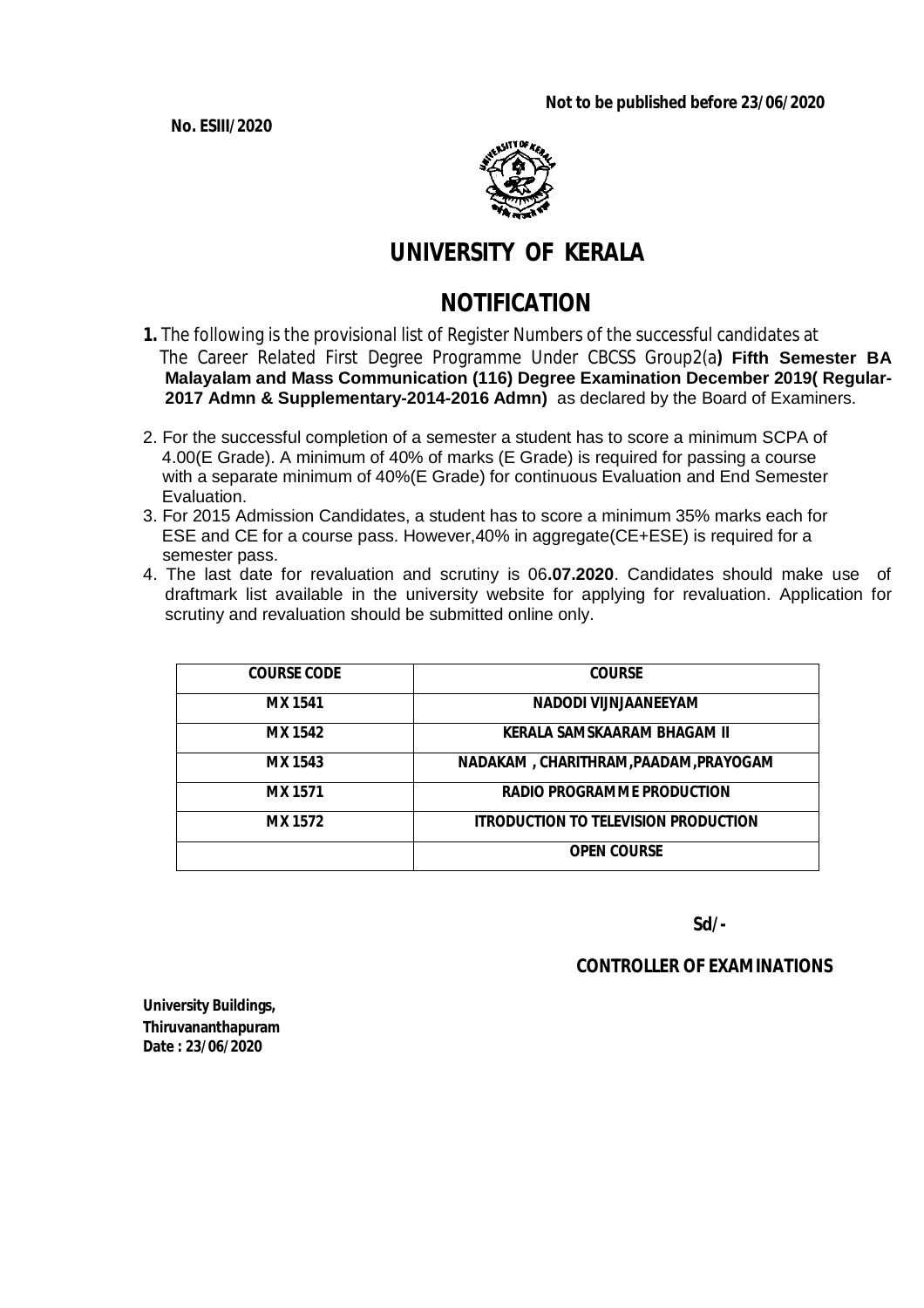**Not to be published before 23/06/2020**

**No. ESIII/2020**

# UNIVERSITY OF KERALA

## NOTIFICATION

**1.** The following is the provisional list of Register Numbers of the successful candidates at The Career Related First Degree Programme Under CBCSS Group2(a**) Fifth Semester BA Malayalam and Mass Communication (116) Degree Examination December 2019( Regular-2017 Admn & Supplementary-2014-2016 Admn)** as declared by the Board of Examiners.

2. For the successful completion of a semester a student has to score a minimum SCPA of 4.00(E Grade). A minimum of 40% of marks (E Grade) is required for passing a course with a separate minimum of 40%(E Grade) for continuous Evaluation and End Semester Evaluation.
3. For 2015 Admission Candidates, a student has to score a minimum 35% marks each for ESE and CE for a course pass. However,40% in aggregate(CE+ESE) is required for a semester pass.
4. The last date for revaluation and scrutiny is 06**.07.2020**. Candidates should make use of draftmark list available in the university website for applying for revaluation. Application for scrutiny and revaluation should be submitted online only.

| COURSE CODE | COURSE |
|---|---|
| MX 1541 | NADODI VIJNJAANEEYAM |
| MX 1542 | KERALA SAMSKAARAM BHAGAM II |
| MX 1543 | NADAKAM , CHARITHRAM,PAADAM,PRAYOGAM |
| MX 1571 | RADIO PROGRAMME PRODUCTION |
| MX 1572 | ITRODUCTION TO TELEVISION PRODUCTION |
| | OPEN COURSE |

**Sd/-**

**CONTROLLER OF EXAMINATIONS**

**University Buildings,**
**Thiruvananthapuram**
**Date : 23/06/2020**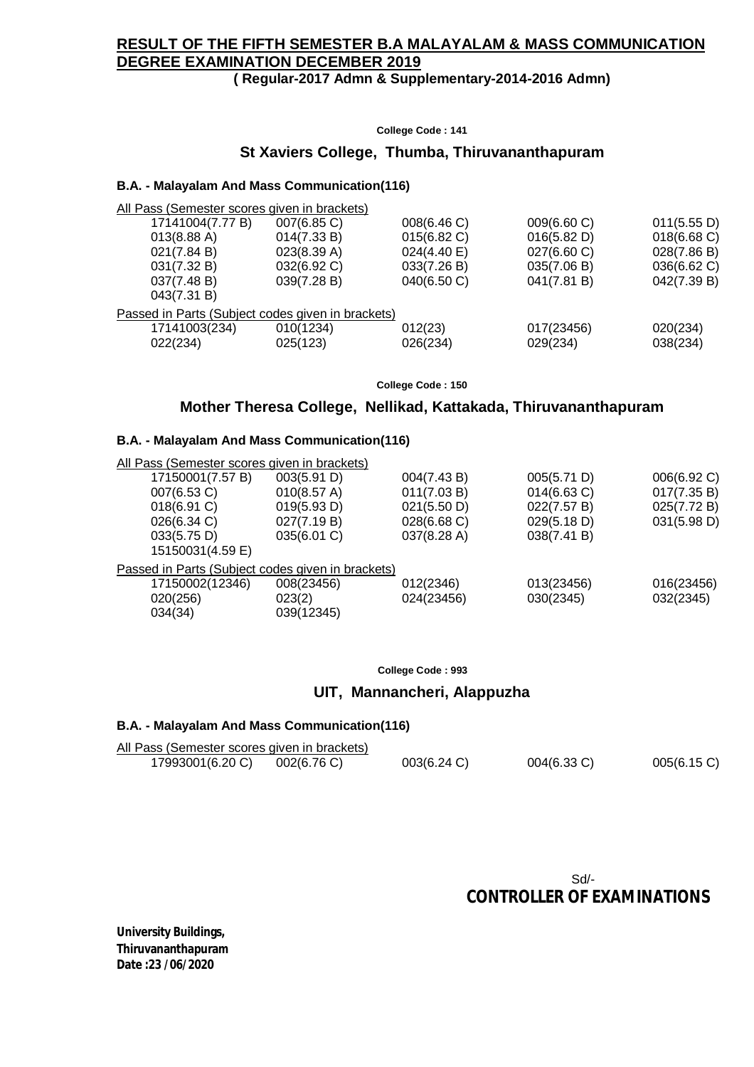# RESULT OF THE FIFTH SEMESTER B.A MALAYALAM & MASS COMMUNICATION DEGREE EXAMINATION DECEMBER 2019

**( Regular-2017 Admn & Supplementary-2014-2016 Admn)**

**College Code : 141**

## St Xaviers College, Thumba, Thiruvananthapuram

### B.A. - Malayalam And Mass Communication(116)

All Pass (Semester scores given in brackets)

| | | | | |
|---|---|---|---|---|
| 17141004(7.77 B) | 007(6.85 C) | 008(6.46 C) | 009(6.60 C) | 011(5.55 D) |
| 013(8.88 A) | 014(7.33 B) | 015(6.82 C) | 016(5.82 D) | 018(6.68 C) |
| 021(7.84 B) | 023(8.39 A) | 024(4.40 E) | 027(6.60 C) | 028(7.86 B) |
| 031(7.32 B) | 032(6.92 C) | 033(7.26 B) | 035(7.06 B) | 036(6.62 C) |
| 037(7.48 B) | 039(7.28 B) | 040(6.50 C) | 041(7.81 B) | 042(7.39 B) |
| 043(7.31 B) | | | | |

Passed in Parts (Subject codes given in brackets)

| | | | | |
|---|---|---|---|---|
| 17141003(234) | 010(1234) | 012(23) | 017(23456) | 020(234) |
| 022(234) | 025(123) | 026(234) | 029(234) | 038(234) |

**College Code : 150**

## Mother Theresa College, Nellikad, Kattakada, Thiruvananthapuram

### B.A. - Malayalam And Mass Communication(116)

All Pass (Semester scores given in brackets)

| | | | | |
|---|---|---|---|---|
| 17150001(7.57 B) | 003(5.91 D) | 004(7.43 B) | 005(5.71 D) | 006(6.92 C) |
| 007(6.53 C) | 010(8.57 A) | 011(7.03 B) | 014(6.63 C) | 017(7.35 B) |
| 018(6.91 C) | 019(5.93 D) | 021(5.50 D) | 022(7.57 B) | 025(7.72 B) |
| 026(6.34 C) | 027(7.19 B) | 028(6.68 C) | 029(5.18 D) | 031(5.98 D) |
| 033(5.75 D) | 035(6.01 C) | 037(8.28 A) | 038(7.41 B) | |
| 15150031(4.59 E) | | | | |

Passed in Parts (Subject codes given in brackets)

| | | | | |
|---|---|---|---|---|
| 17150002(12346) | 008(23456) | 012(2346) | 013(23456) | 016(23456) |
| 020(256) | 023(2) | 024(23456) | 030(2345) | 032(2345) |
| 034(34) | 039(12345) | | | |

**College Code : 993**

## UIT, Mannancheri, Alappuzha

### B.A. - Malayalam And Mass Communication(116)

All Pass (Semester scores given in brackets)

| | | | | |
|---|---|---|---|---|
| 17993001(6.20 C) | 002(6.76 C) | 003(6.24 C) | 004(6.33 C) | 005(6.15 C) |

Sd/-

**CONTROLLER OF EXAMINATIONS**

**University Buildings,**
**Thiruvananthapuram**
**Date :23 /06/2020**